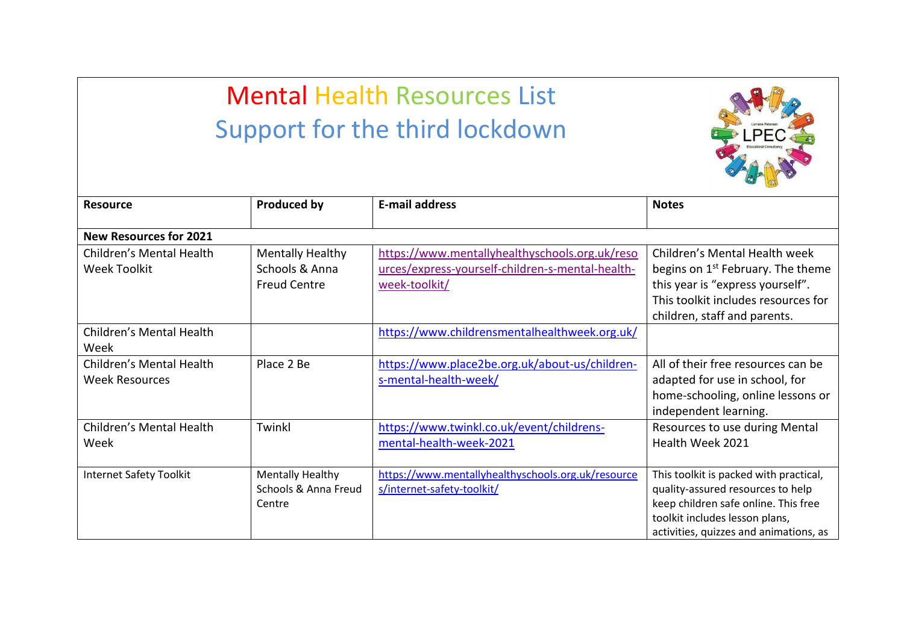# Mental Health Resources List
## Support for the third lockdown

| Resource | Produced by | E-mail address | Notes |
| --- | --- | --- | --- |
| **New Resources for 2021** | | | |
| Children's Mental Health Week Toolkit | Mentally Healthy Schools & Anna Freud Centre | https://www.mentallyhealthyschools.org.uk/resources/express-yourself-children-s-mental-health-week-toolkit/ | Children's Mental Health week begins on 1st February. The theme this year is "express yourself". This toolkit includes resources for children, staff and parents. |
| Children's Mental Health Week | | https://www.childrensmentalhealthweek.org.uk/ | |
| Children's Mental Health Week Resources | Place 2 Be | https://www.place2be.org.uk/about-us/children-s-mental-health-week/ | All of their free resources can be adapted for use in school, for home-schooling, online lessons or independent learning. |
| Children's Mental Health Week | Twinkl | https://www.twinkl.co.uk/event/childrens-mental-health-week-2021 | Resources to use during Mental Health Week 2021 |
| Internet Safety Toolkit | Mentally Healthy Schools & Anna Freud Centre | https://www.mentallyhealthyschools.org.uk/resources/internet-safety-toolkit/ | This toolkit is packed with practical, quality-assured resources to help keep children safe online. This free toolkit includes lesson plans, activities, quizzes and animations, as |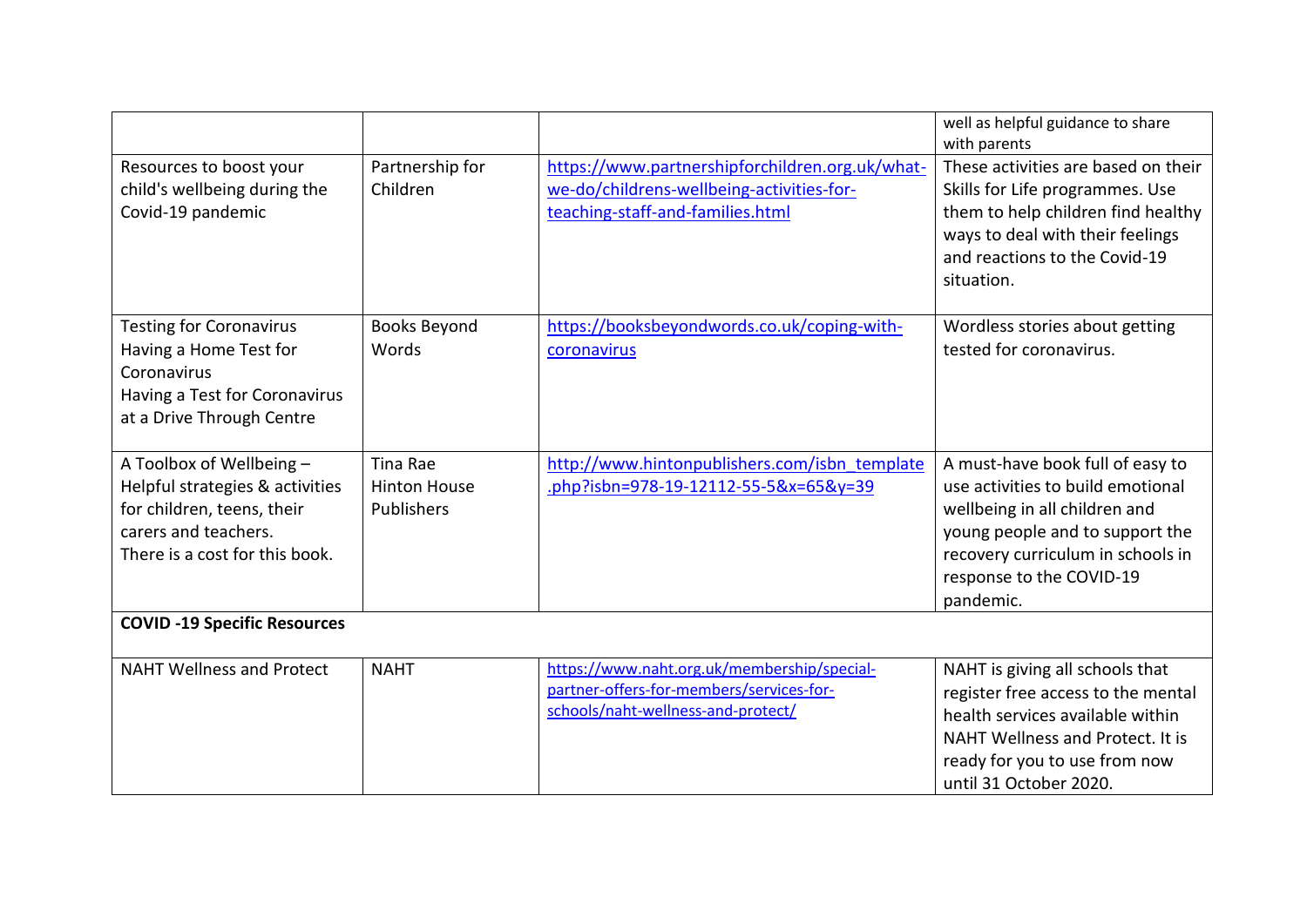| | | | |
|---|---|---|---|
| | | | well as helpful guidance to share with parents |
| Resources to boost your child's wellbeing during the Covid-19 pandemic | Partnership for Children | https://www.partnershipforchildren.org.uk/what-we-do/childrens-wellbeing-activities-for-teaching-staff-and-families.html | These activities are based on their Skills for Life programmes. Use them to help children find healthy ways to deal with their feelings and reactions to the Covid-19 situation. |
| Testing for Coronavirus<br>Having a Home Test for Coronavirus<br>Having a Test for Coronavirus at a Drive Through Centre | Books Beyond Words | https://booksbeyondwords.co.uk/coping-with-coronavirus | Wordless stories about getting tested for coronavirus. |
| A Toolbox of Wellbeing – Helpful strategies & activities for children, teens, their carers and teachers.<br>There is a cost for this book. | Tina Rae<br>Hinton House Publishers | http://www.hintonpublishers.com/isbn_template.php?isbn=978-19-12112-55-5&x=65&y=39 | A must-have book full of easy to use activities to build emotional wellbeing in all children and young people and to support the recovery curriculum in schools in response to the COVID-19 pandemic. |
| **COVID -19 Specific Resources** | | | |
| NAHT Wellness and Protect | NAHT | https://www.naht.org.uk/membership/special-partner-offers-for-members/services-for-schools/naht-wellness-and-protect/ | NAHT is giving all schools that register free access to the mental health services available within NAHT Wellness and Protect. It is ready for you to use from now until 31 October 2020. |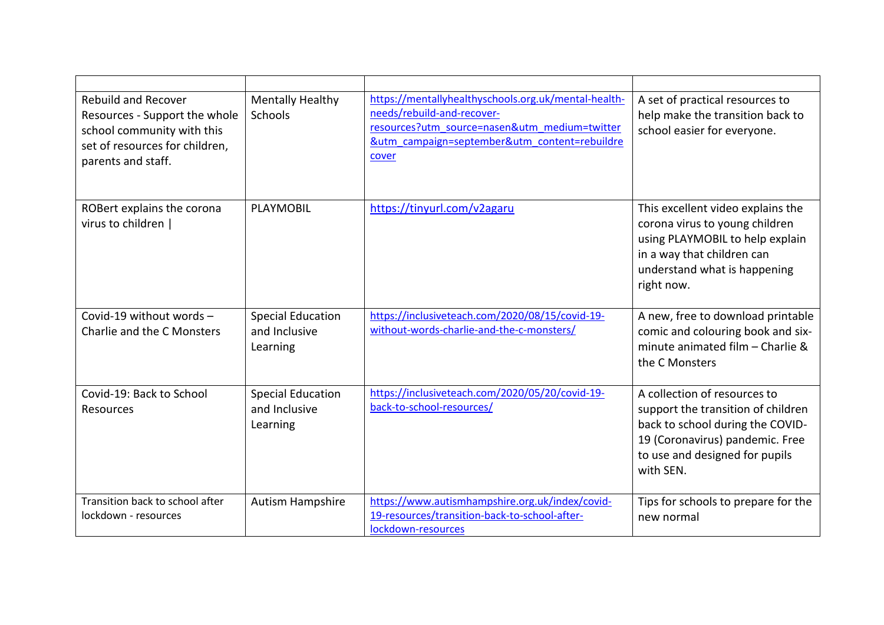| | | | |
|---|---|---|---|
| Rebuild and Recover Resources - Support the whole school community with this set of resources for children, parents and staff. | Mentally Healthy Schools | https://mentallyhealthyschools.org.uk/mental-health-needs/rebuild-and-recover-resources?utm_source=nasen&utm_medium=twitter&utm_campaign=september&utm_content=rebuildrecover | A set of practical resources to help make the transition back to school easier for everyone. |
| ROBert explains the corona virus to children \| | PLAYMOBIL | https://tinyurl.com/v2agaru | This excellent video explains the corona virus to young children using PLAYMOBIL to help explain in a way that children can understand what is happening right now. |
| Covid-19 without words – Charlie and the C Monsters | Special Education and Inclusive Learning | https://inclusiveteach.com/2020/08/15/covid-19-without-words-charlie-and-the-c-monsters/ | A new, free to download printable comic and colouring book and six-minute animated film – Charlie & the C Monsters |
| Covid-19: Back to School Resources | Special Education and Inclusive Learning | https://inclusiveteach.com/2020/05/20/covid-19-back-to-school-resources/ | A collection of resources to support the transition of children back to school during the COVID-19 (Coronavirus) pandemic. Free to use and designed for pupils with SEN. |
| Transition back to school after lockdown - resources | Autism Hampshire | https://www.autismhampshire.org.uk/index/covid-19-resources/transition-back-to-school-after-lockdown-resources | Tips for schools to prepare for the new normal |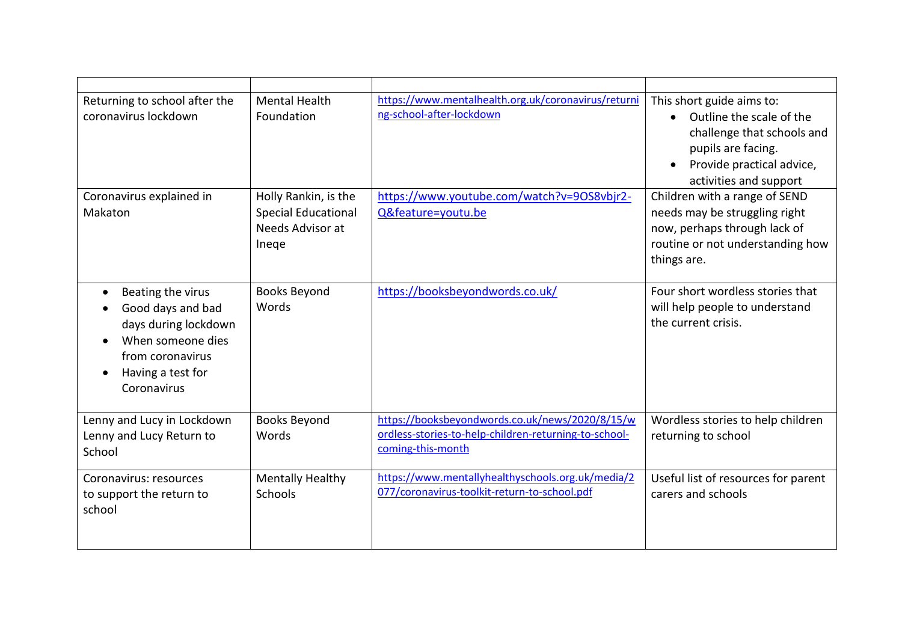| | | | |
|---|---|---|---|
| Returning to school after the coronavirus lockdown | Mental Health Foundation | https://www.mentalhealth.org.uk/coronavirus/returning-school-after-lockdown | This short guide aims to:<br>• Outline the scale of the challenge that schools and pupils are facing.<br>• Provide practical advice, activities and support |
| Coronavirus explained in Makaton | Holly Rankin, is the Special Educational Needs Advisor at Ineqe | https://www.youtube.com/watch?v=9OS8vbjr2-Q&feature=youtu.be | Children with a range of SEND needs may be struggling right now, perhaps through lack of routine or not understanding how things are. |
| • Beating the virus<br>• Good days and bad days during lockdown<br>• When someone dies from coronavirus<br>• Having a test for Coronavirus | Books Beyond Words | https://booksbeyondwords.co.uk/ | Four short wordless stories that will help people to understand the current crisis. |
| Lenny and Lucy in Lockdown<br>Lenny and Lucy Return to School | Books Beyond Words | https://booksbeyondwords.co.uk/news/2020/8/15/wordless-stories-to-help-children-returning-to-school-coming-this-month | Wordless stories to help children returning to school |
| Coronavirus: resources to support the return to school | Mentally Healthy Schools | https://www.mentallyhealthyschools.org.uk/media/2077/coronavirus-toolkit-return-to-school.pdf | Useful list of resources for parent carers and schools |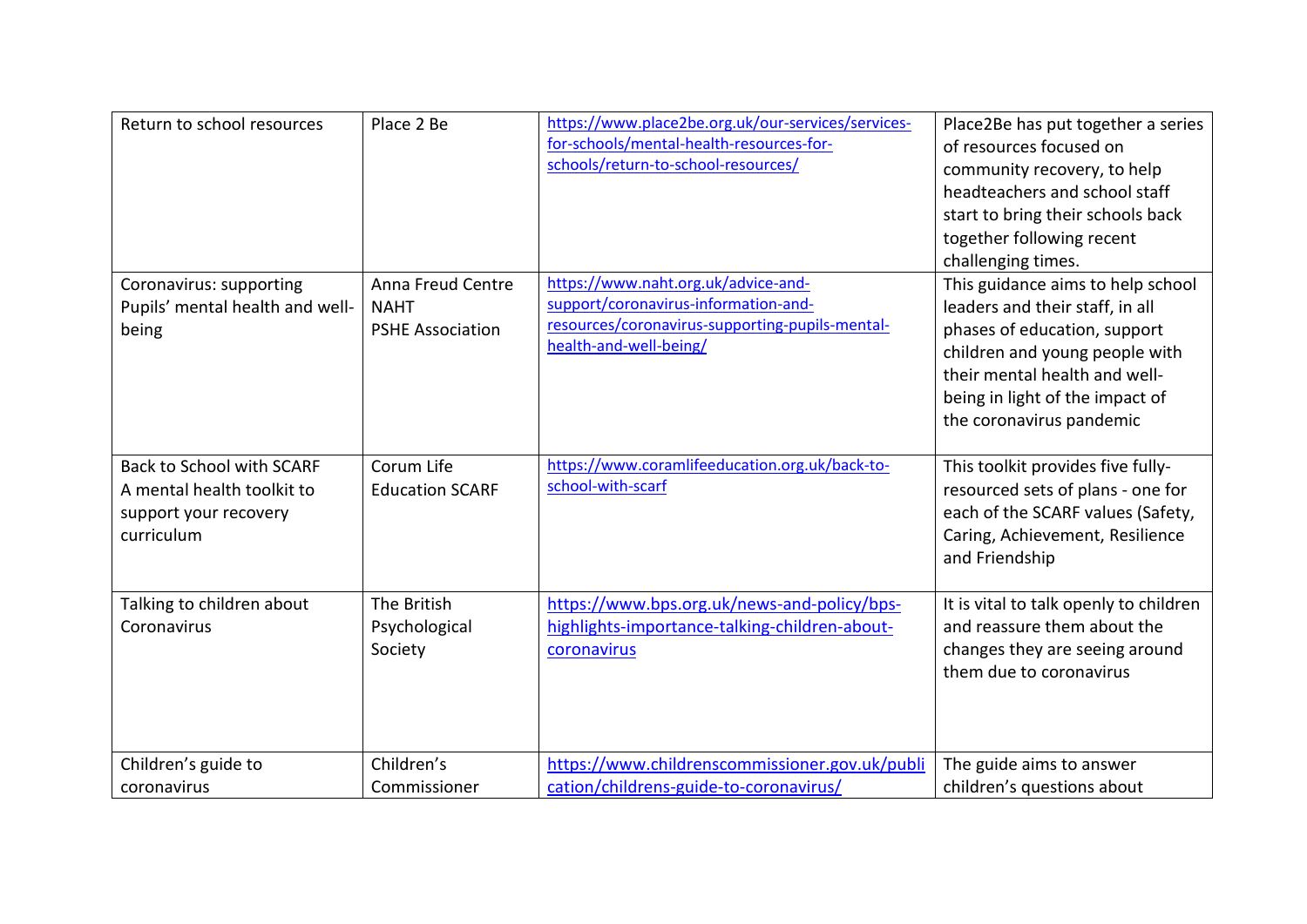| Return to school resources | Place 2 Be | https://www.place2be.org.uk/our-services/services-for-schools/mental-health-resources-for-schools/return-to-school-resources/ | Place2Be has put together a series of resources focused on community recovery, to help headteachers and school staff start to bring their schools back together following recent challenging times. |
|---|---|---|---|
| Coronavirus: supporting Pupils' mental health and well-being | Anna Freud Centre<br>NAHT<br>PSHE Association | https://www.naht.org.uk/advice-and-support/coronavirus-information-and-resources/coronavirus-supporting-pupils-mental-health-and-well-being/ | This guidance aims to help school leaders and their staff, in all phases of education, support children and young people with their mental health and well-being in light of the impact of the coronavirus pandemic |
| Back to School with SCARF<br>A mental health toolkit to support your recovery curriculum | Corum Life Education SCARF | https://www.coramlifeeducation.org.uk/back-to-school-with-scarf | This toolkit provides five fully-resourced sets of plans - one for each of the SCARF values (Safety, Caring, Achievement, Resilience and Friendship |
| Talking to children about Coronavirus | The British Psychological Society | https://www.bps.org.uk/news-and-policy/bps-highlights-importance-talking-children-about-coronavirus | It is vital to talk openly to children and reassure them about the changes they are seeing around them due to coronavirus |
| Children's guide to coronavirus | Children's Commissioner | https://www.childrenscommissioner.gov.uk/publication/childrens-guide-to-coronavirus/ | The guide aims to answer children's questions about |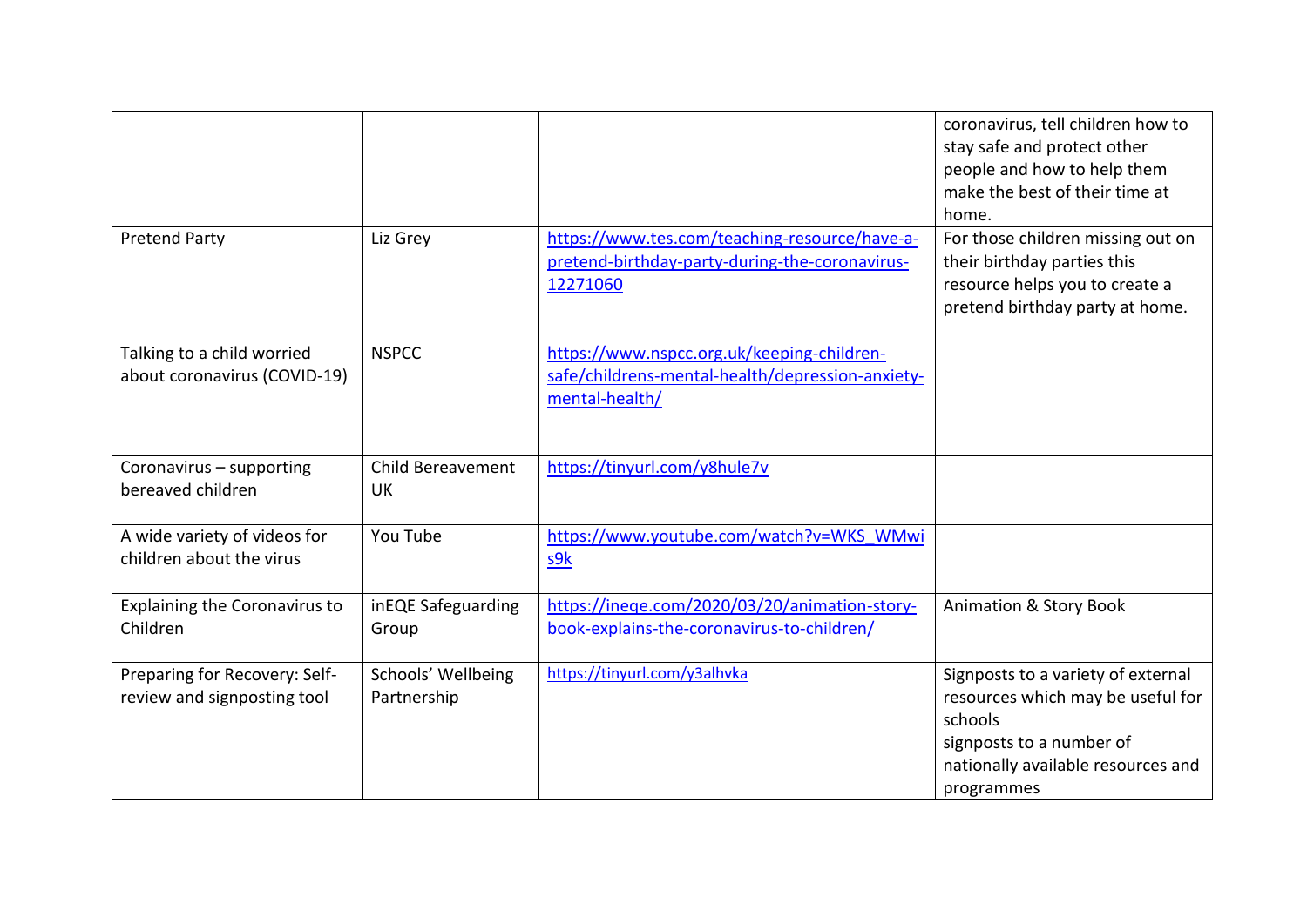| | | | |
|---|---|---|---|
| | | | coronavirus, tell children how to stay safe and protect other people and how to help them make the best of their time at home. |
| Pretend Party | Liz Grey | https://www.tes.com/teaching-resource/have-a-pretend-birthday-party-during-the-coronavirus-12271060 | For those children missing out on their birthday parties this resource helps you to create a pretend birthday party at home. |
| Talking to a child worried about coronavirus (COVID-19) | NSPCC | https://www.nspcc.org.uk/keeping-children-safe/childrens-mental-health/depression-anxiety-mental-health/ | |
| Coronavirus – supporting bereaved children | Child Bereavement UK | https://tinyurl.com/y8hule7v | |
| A wide variety of videos for children about the virus | You Tube | https://www.youtube.com/watch?v=WKS_WMwis9k | |
| Explaining the Coronavirus to Children | inEQE Safeguarding Group | https://ineqe.com/2020/03/20/animation-story-book-explains-the-coronavirus-to-children/ | Animation & Story Book |
| Preparing for Recovery: Self-review and signposting tool | Schools' Wellbeing Partnership | https://tinyurl.com/y3alhvka | Signposts to a variety of external resources which may be useful for schools<br>signposts to a number of nationally available resources and programmes |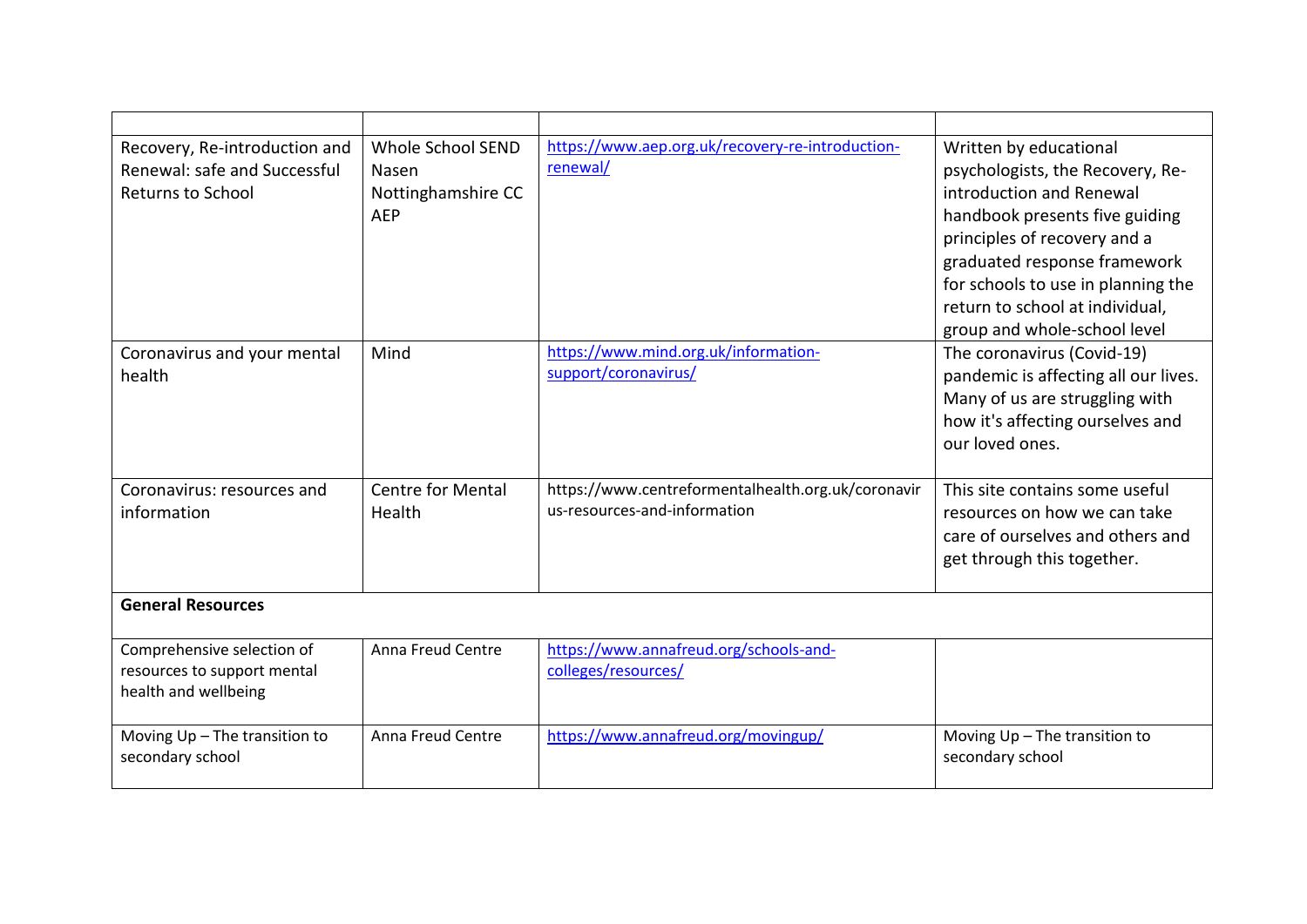| | | | |
|---|---|---|---|
| Recovery, Re-introduction and Renewal: safe and Successful Returns to School | Whole School SEND<br>Nasen<br>Nottinghamshire CC<br>AEP | https://www.aep.org.uk/recovery-re-introduction-renewal/ | Written by educational psychologists, the Recovery, Re-introduction and Renewal handbook presents five guiding principles of recovery and a graduated response framework for schools to use in planning the return to school at individual, group and whole-school level |
| Coronavirus and your mental health | Mind | https://www.mind.org.uk/information-support/coronavirus/ | The coronavirus (Covid-19) pandemic is affecting all our lives. Many of us are struggling with how it's affecting ourselves and our loved ones. |
| Coronavirus: resources and information | Centre for Mental Health | https://www.centreformentalhealth.org.uk/coronavirus-resources-and-information | This site contains some useful resources on how we can take care of ourselves and others and get through this together. |
| **General Resources** | | | |
| Comprehensive selection of resources to support mental health and wellbeing | Anna Freud Centre | https://www.annafreud.org/schools-and-colleges/resources/ | |
| Moving Up – The transition to secondary school | Anna Freud Centre | https://www.annafreud.org/movingup/ | Moving Up – The transition to secondary school |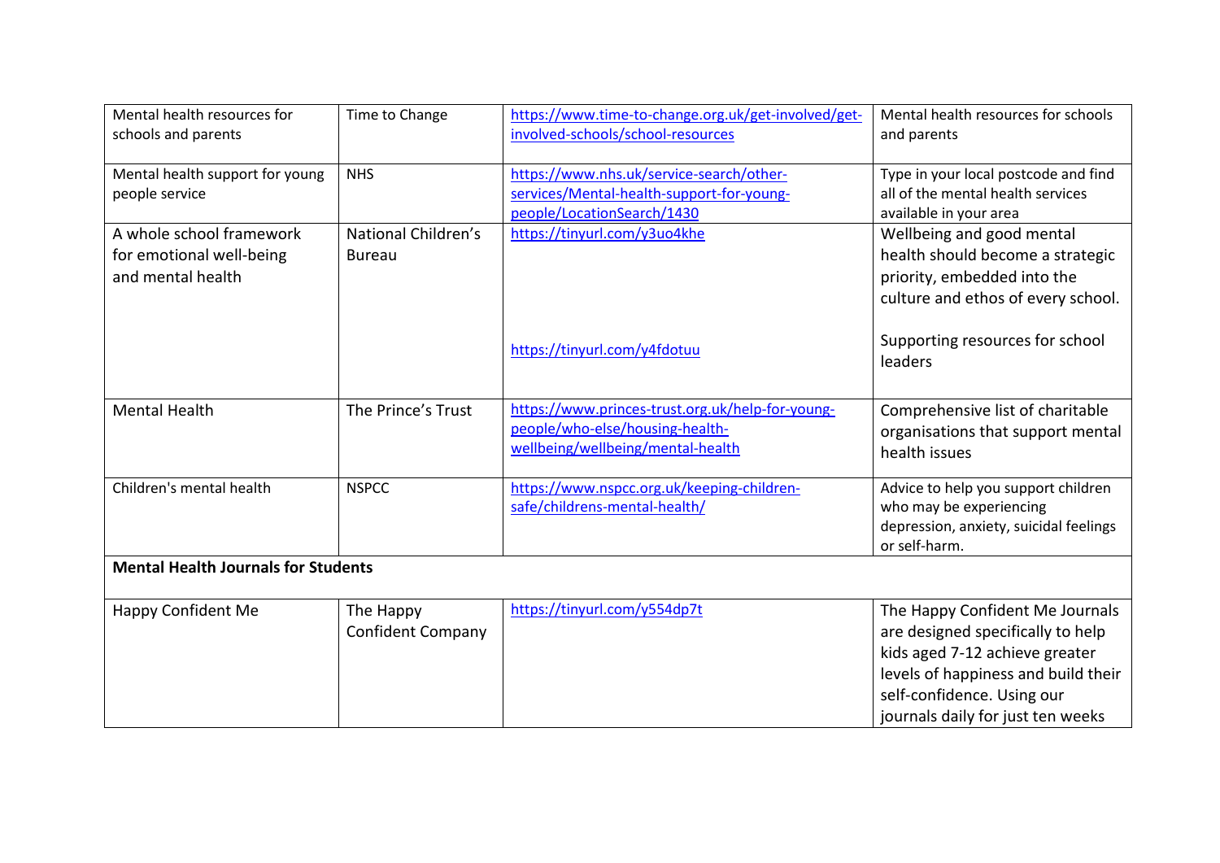| | | | |
|---|---|---|---|
| Mental health resources for schools and parents | Time to Change | https://www.time-to-change.org.uk/get-involved/get-involved-schools/school-resources | Mental health resources for schools and parents |
| Mental health support for young people service | NHS | https://www.nhs.uk/service-search/other-services/Mental-health-support-for-young-people/LocationSearch/1430 | Type in your local postcode and find all of the mental health services available in your area |
| A whole school framework for emotional well-being and mental health | National Children's Bureau | https://tinyurl.com/y3uo4khe<br><br>https://tinyurl.com/y4fdotuu | Wellbeing and good mental health should become a strategic priority, embedded into the culture and ethos of every school.<br><br>Supporting resources for school leaders |
| Mental Health | The Prince's Trust | https://www.princes-trust.org.uk/help-for-young-people/who-else/housing-health-wellbeing/wellbeing/mental-health | Comprehensive list of charitable organisations that support mental health issues |
| Children's mental health | NSPCC | https://www.nspcc.org.uk/keeping-children-safe/childrens-mental-health/ | Advice to help you support children who may be experiencing depression, anxiety, suicidal feelings or self-harm. |
| **Mental Health Journals for Students** | | | |
| Happy Confident Me | The Happy Confident Company | https://tinyurl.com/y554dp7t | The Happy Confident Me Journals are designed specifically to help kids aged 7-12 achieve greater levels of happiness and build their self-confidence. Using our journals daily for just ten weeks |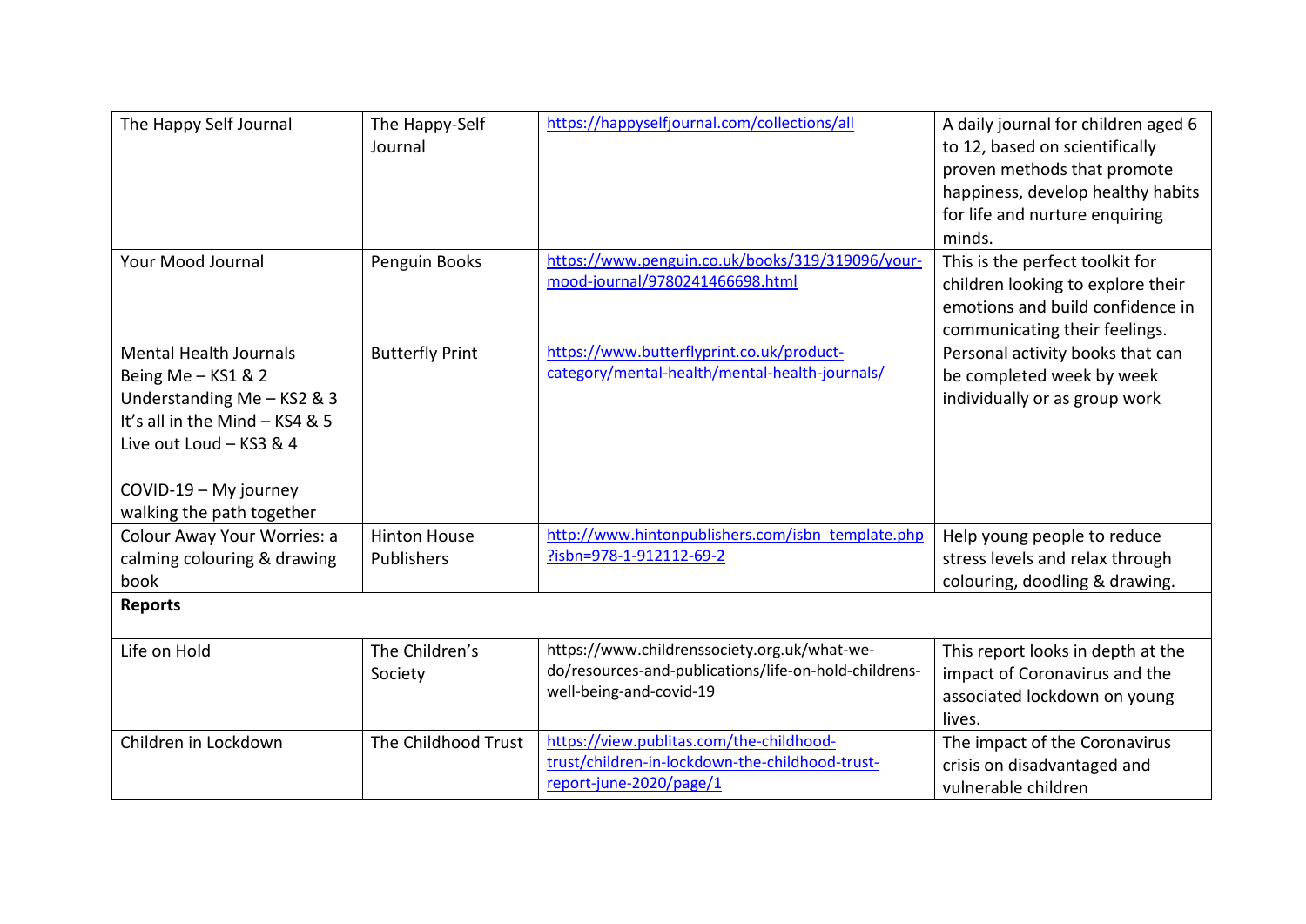| | | | |
|---|---|---|---|
| The Happy Self Journal | The Happy-Self Journal | https://happyselfjournal.com/collections/all | A daily journal for children aged 6 to 12, based on scientifically proven methods that promote happiness, develop healthy habits for life and nurture enquiring minds. |
| Your Mood Journal | Penguin Books | https://www.penguin.co.uk/books/319/319096/your-mood-journal/9780241466698.html | This is the perfect toolkit for children looking to explore their emotions and build confidence in communicating their feelings. |
| Mental Health Journals<br>Being Me – KS1 & 2<br>Understanding Me – KS2 & 3<br>It's all in the Mind – KS4 & 5<br>Live out Loud – KS3 & 4<br><br>COVID-19 – My journey walking the path together | Butterfly Print | https://www.butterflyprint.co.uk/product-category/mental-health/mental-health-journals/ | Personal activity books that can be completed week by week individually or as group work |
| Colour Away Your Worries: a calming colouring & drawing book | Hinton House Publishers | http://www.hintonpublishers.com/isbn_template.php?isbn=978-1-912112-69-2 | Help young people to reduce stress levels and relax through colouring, doodling & drawing. |
| **Reports** | | | |
| Life on Hold | The Children's Society | https://www.childrenssociety.org.uk/what-we-do/resources-and-publications/life-on-hold-childrens-well-being-and-covid-19 | This report looks in depth at the impact of Coronavirus and the associated lockdown on young lives. |
| Children in Lockdown | The Childhood Trust | https://view.publitas.com/the-childhood-trust/children-in-lockdown-the-childhood-trust-report-june-2020/page/1 | The impact of the Coronavirus crisis on disadvantaged and vulnerable children |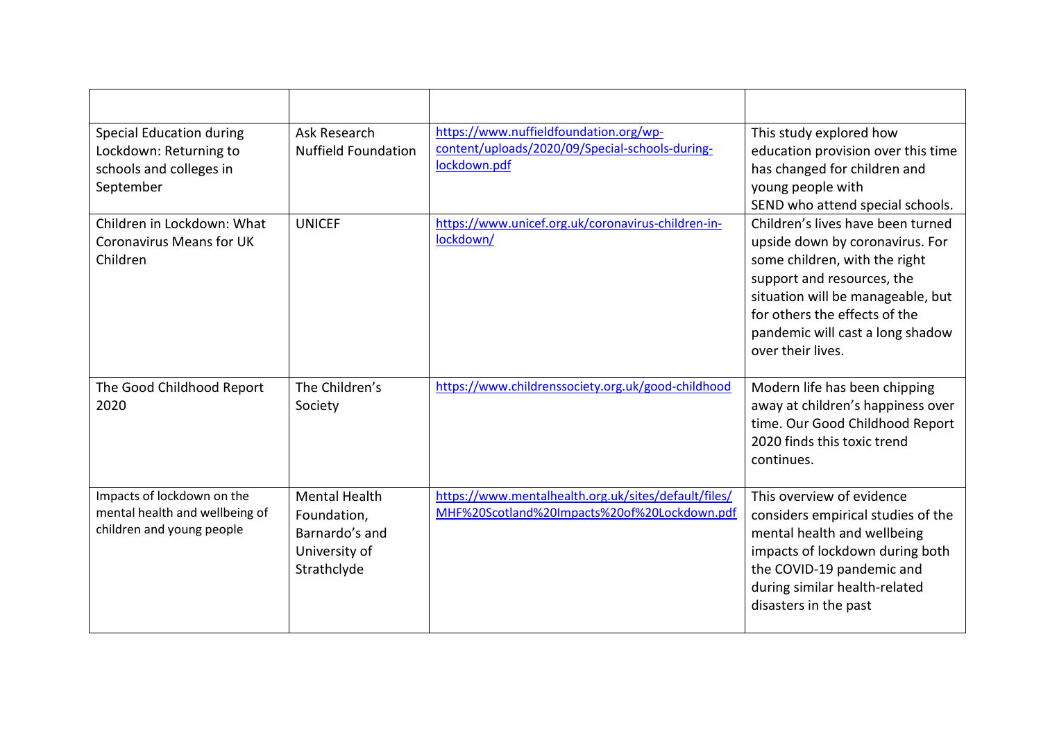| | | | |
|---|---|---|---|
| Special Education during Lockdown: Returning to schools and colleges in September | Ask Research Nuffield Foundation | https://www.nuffieldfoundation.org/wp-content/uploads/2020/09/Special-schools-during-lockdown.pdf | This study explored how education provision over this time has changed for children and young people with SEND who attend special schools. |
| Children in Lockdown: What Coronavirus Means for UK Children | UNICEF | https://www.unicef.org.uk/coronavirus-children-in-lockdown/ | Children's lives have been turned upside down by coronavirus. For some children, with the right support and resources, the situation will be manageable, but for others the effects of the pandemic will cast a long shadow over their lives. |
| The Good Childhood Report 2020 | The Children's Society | https://www.childrenssociety.org.uk/good-childhood | Modern life has been chipping away at children's happiness over time. Our Good Childhood Report 2020 finds this toxic trend continues. |
| Impacts of lockdown on the mental health and wellbeing of children and young people | Mental Health Foundation, Barnardo's and University of Strathclyde | https://www.mentalhealth.org.uk/sites/default/files/MHF%20Scotland%20Impacts%20of%20Lockdown.pdf | This overview of evidence considers empirical studies of the mental health and wellbeing impacts of lockdown during both the COVID-19 pandemic and during similar health-related disasters in the past |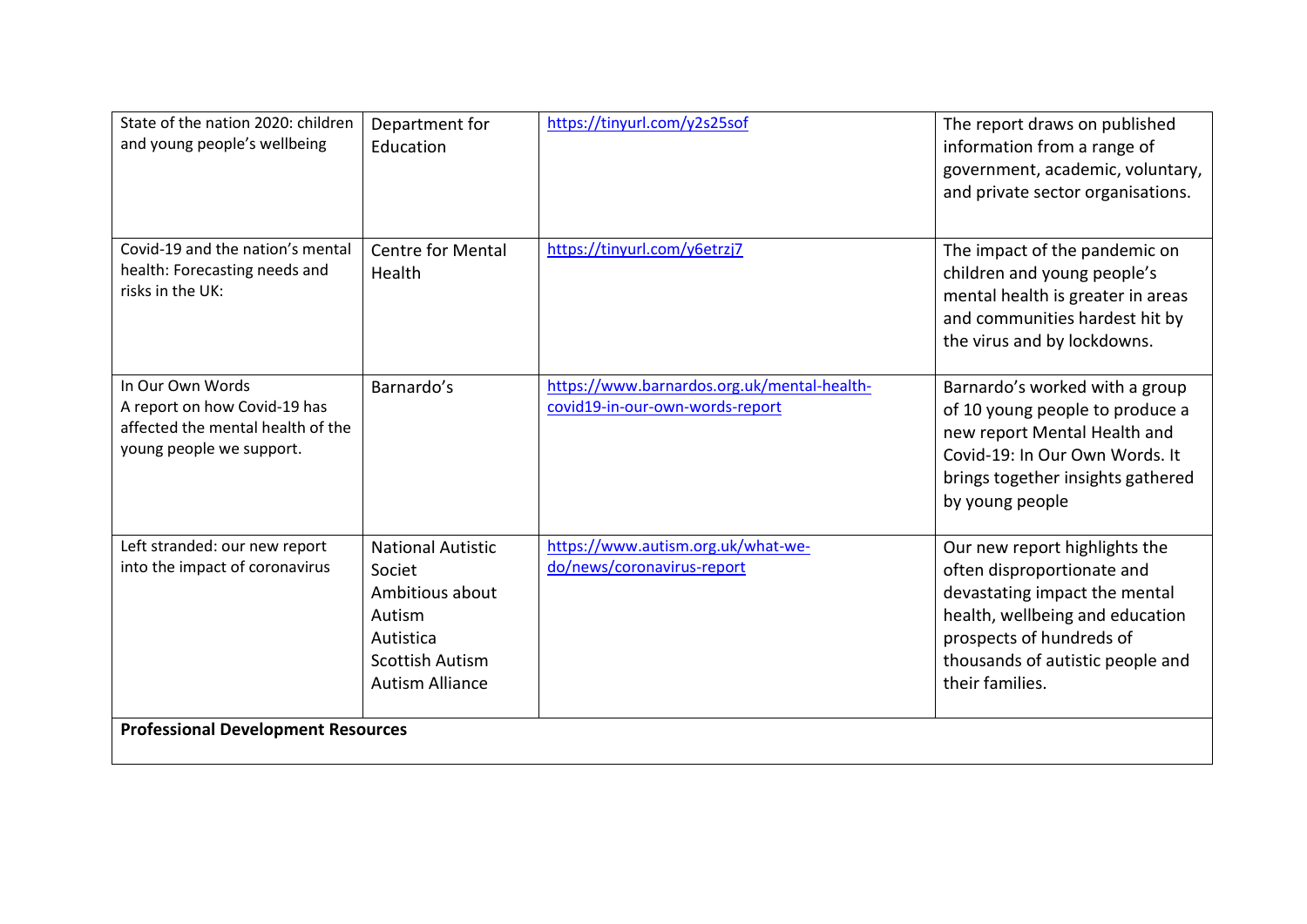| | | | |
|---|---|---|---|
| State of the nation 2020: children and young people's wellbeing | Department for Education | https://tinyurl.com/y2s25sof | The report draws on published information from a range of government, academic, voluntary, and private sector organisations. |
| Covid-19 and the nation's mental health: Forecasting needs and risks in the UK: | Centre for Mental Health | https://tinyurl.com/y6etrzj7 | The impact of the pandemic on children and young people's mental health is greater in areas and communities hardest hit by the virus and by lockdowns. |
| In Our Own Words<br>A report on how Covid-19 has affected the mental health of the young people we support. | Barnardo's | https://www.barnardos.org.uk/mental-health-covid19-in-our-own-words-report | Barnardo's worked with a group of 10 young people to produce a new report Mental Health and Covid-19: In Our Own Words. It brings together insights gathered by young people |
| Left stranded: our new report into the impact of coronavirus | National Autistic Societ<br>Ambitious about Autism<br>Autistica<br>Scottish Autism<br>Autism Alliance | https://www.autism.org.uk/what-we-do/news/coronavirus-report | Our new report highlights the often disproportionate and devastating impact the mental health, wellbeing and education prospects of hundreds of thousands of autistic people and their families. |
| **Professional Development Resources** | | | |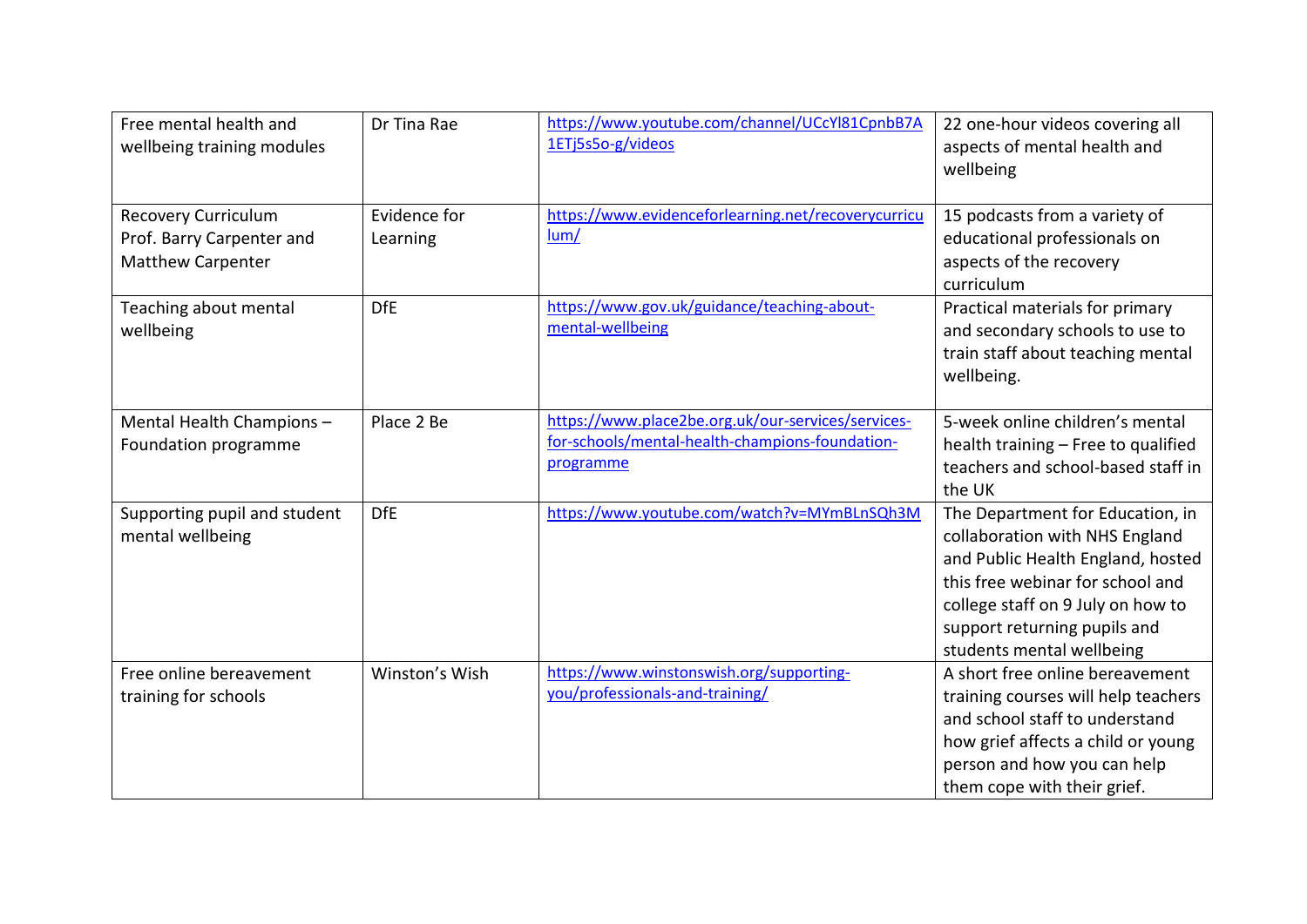| | | | |
|---|---|---|---|
| Free mental health and wellbeing training modules | Dr Tina Rae | https://www.youtube.com/channel/UCcYl81CpnbB7A1ETj5s5o-g/videos | 22 one-hour videos covering all aspects of mental health and wellbeing |
| Recovery Curriculum Prof. Barry Carpenter and Matthew Carpenter | Evidence for Learning | https://www.evidenceforlearning.net/recoverycurriculum/ | 15 podcasts from a variety of educational professionals on aspects of the recovery curriculum |
| Teaching about mental wellbeing | DfE | https://www.gov.uk/guidance/teaching-about-mental-wellbeing | Practical materials for primary and secondary schools to use to train staff about teaching mental wellbeing. |
| Mental Health Champions – Foundation programme | Place 2 Be | https://www.place2be.org.uk/our-services/services-for-schools/mental-health-champions-foundation-programme | 5-week online children's mental health training – Free to qualified teachers and school-based staff in the UK |
| Supporting pupil and student mental wellbeing | DfE | https://www.youtube.com/watch?v=MYmBLnSQh3M | The Department for Education, in collaboration with NHS England and Public Health England, hosted this free webinar for school and college staff on 9 July on how to support returning pupils and students mental wellbeing |
| Free online bereavement training for schools | Winston's Wish | https://www.winstonswish.org/supporting-you/professionals-and-training/ | A short free online bereavement training courses will help teachers and school staff to understand how grief affects a child or young person and how you can help them cope with their grief. |